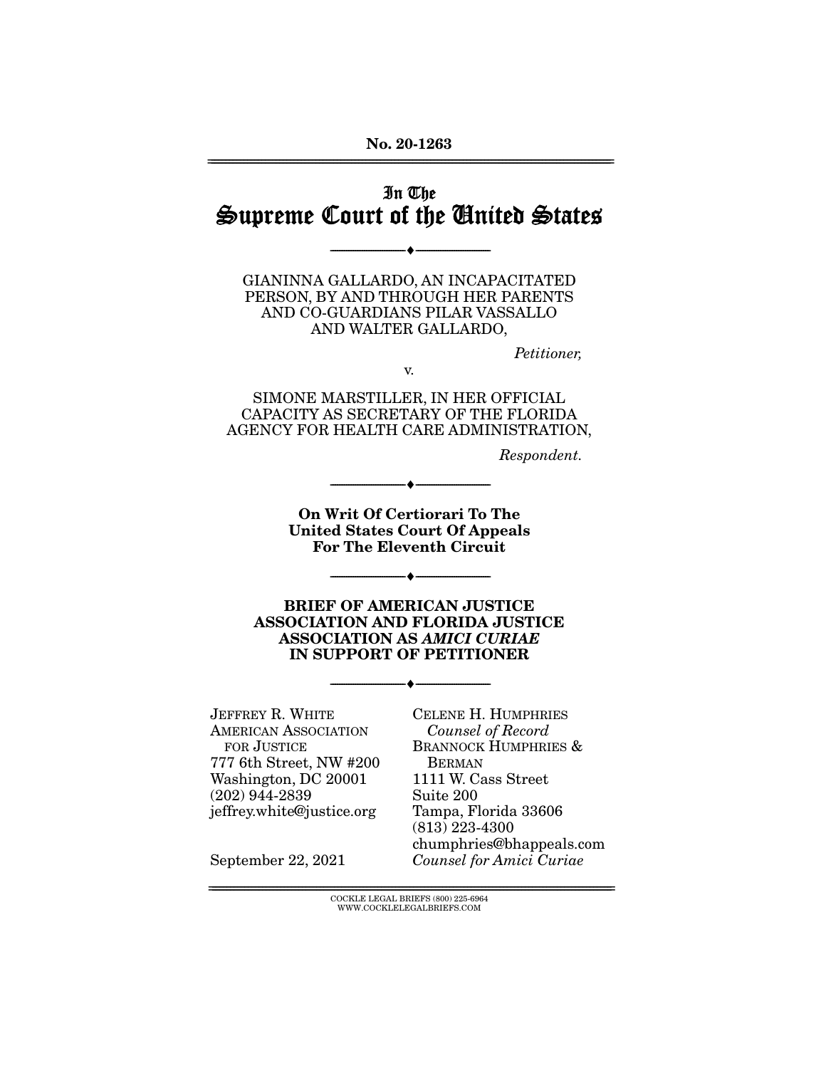No. 20-1263

# In The Supreme Court of the United States

---

GIANINNA GALLARDO, AN INCAPACITATED PERSON, BY AND THROUGH HER PARENTS AND CO-GUARDIANS PILAR VASSALLO AND WALTER GALLARDO,

*Petitioner,*

v.

SIMONE MARSTILLER, IN HER OFFICIAL CAPACITY AS SECRETARY OF THE FLORIDA AGENCY FOR HEALTH CARE ADMINISTRATION,

*Respondent.*

---

**On Writ Of Certiorari To The United States Court Of Appeals For The Eleventh Circuit**

---

**BRIEF OF AMERICAN JUSTICE ASSOCIATION AND FLORIDA JUSTICE ASSOCIATION AS *AMICI CURIAE* IN SUPPORT OF PETITIONER**

---

JEFFREY R. WHITE
AMERICAN ASSOCIATION FOR JUSTICE
777 6th Street, NW #200
Washington, DC 20001
(202) 944-2839
jeffrey.white@justice.org

CELENE H. HUMPHRIES
*Counsel of Record*
BRANNOCK HUMPHRIES & BERMAN
1111 W. Cass Street
Suite 200
Tampa, Florida 33606
(813) 223-4300
chumphries@bhappeals.com
*Counsel for Amici Curiae*

September 22, 2021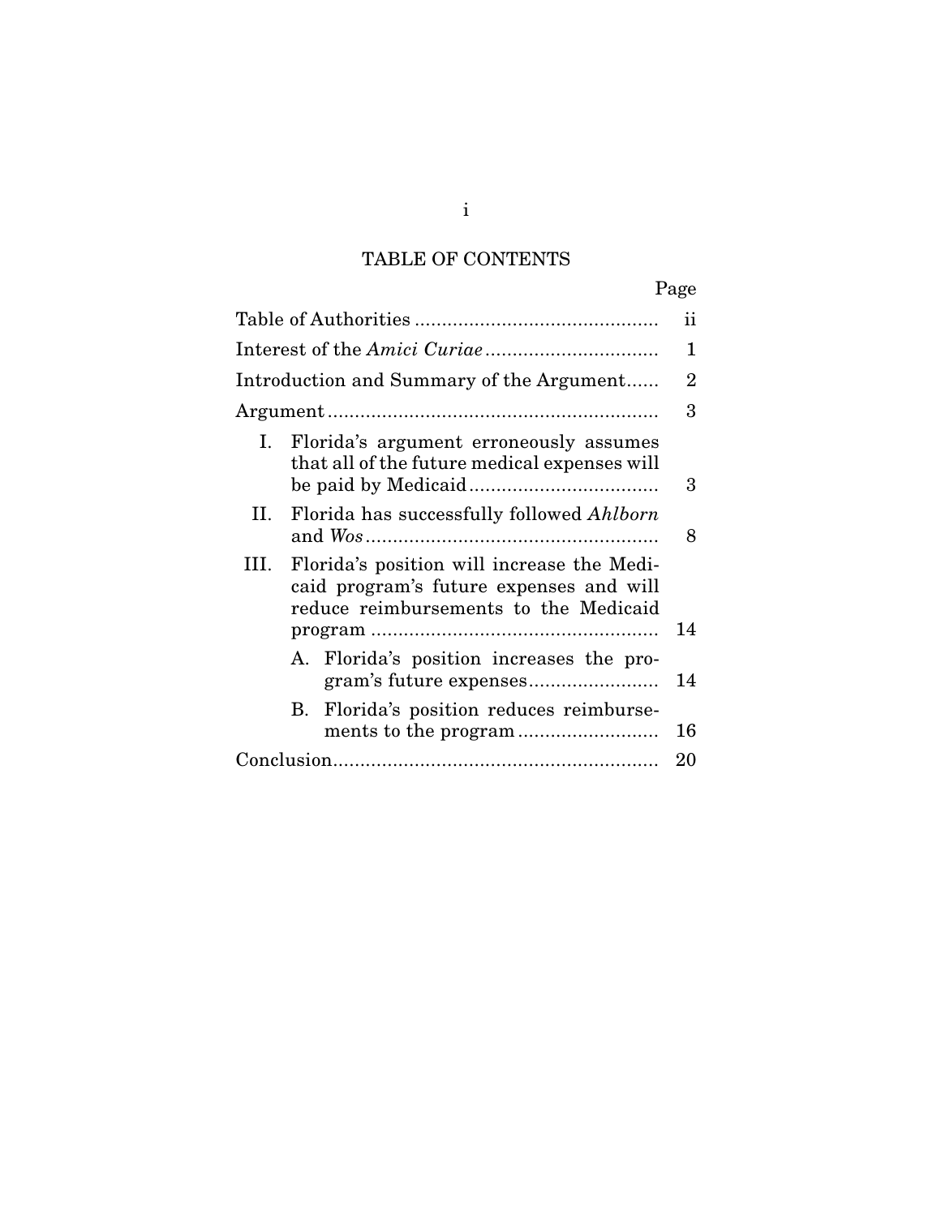# TABLE OF CONTENTS

| | Page |
|---|---|
| Table of Authorities | ii |
| Interest of the *Amici Curiae* | 1 |
| Introduction and Summary of the Argument | 2 |
| Argument | 3 |
| I. Florida's argument erroneously assumes that all of the future medical expenses will be paid by Medicaid | 3 |
| II. Florida has successfully followed *Ahlborn* and *Wos* | 8 |
| III. Florida's position will increase the Medicaid program's future expenses and will reduce reimbursements to the Medicaid program | 14 |
| A. Florida's position increases the program's future expenses | 14 |
| B. Florida's position reduces reimbursements to the program | 16 |
| Conclusion | 20 |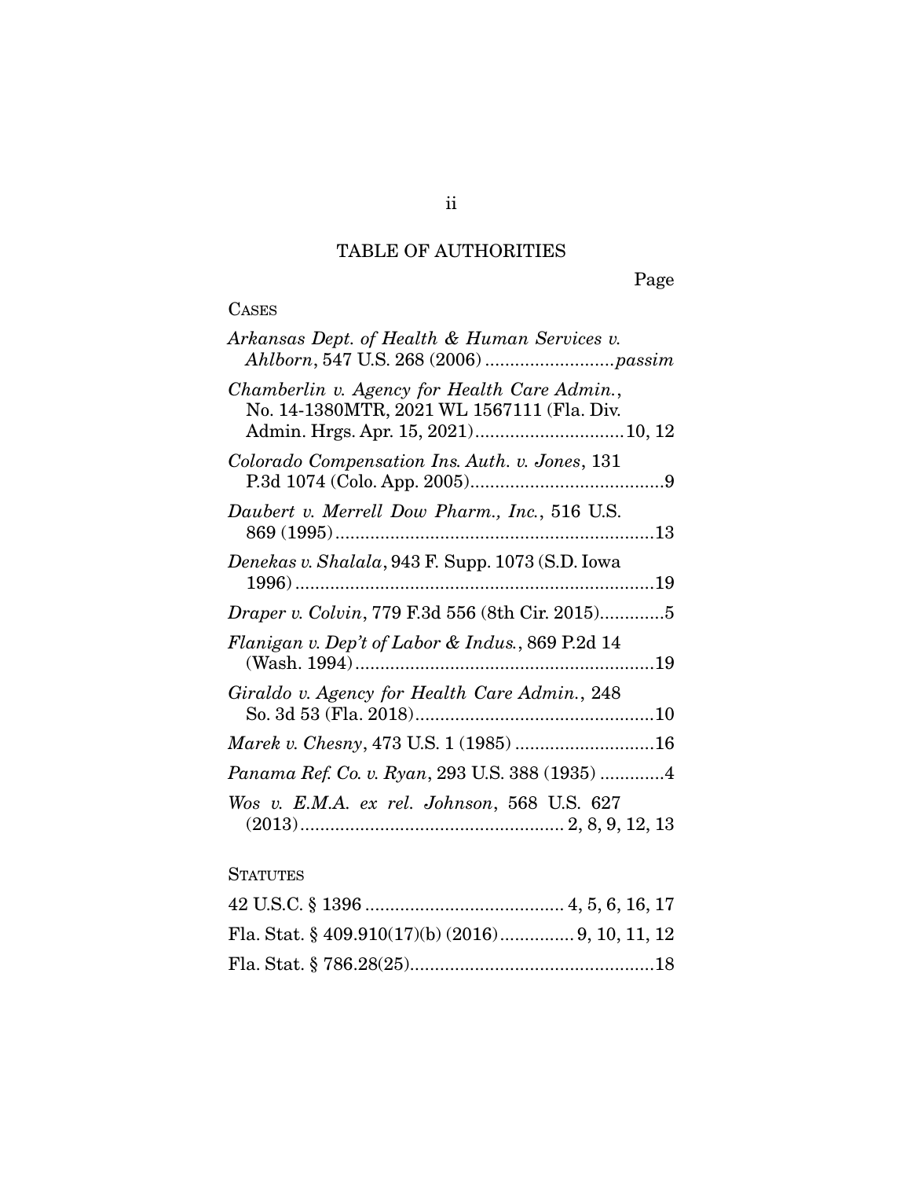## TABLE OF AUTHORITIES

Page

### CASES

*Arkansas Dept. of Health & Human Services v. Ahlborn*, 547 U.S. 268 (2006) .......................... *passim*

*Chamberlin v. Agency for Health Care Admin.*, No. 14-1380MTR, 2021 WL 1567111 (Fla. Div. Admin. Hrgs. Apr. 15, 2021) .............................. 10, 12

*Colorado Compensation Ins. Auth. v. Jones*, 131 P.3d 1074 (Colo. App. 2005) ....................................... 9

*Daubert v. Merrell Dow Pharm., Inc.*, 516 U.S. 869 (1995) ................................................................ 13

*Denekas v. Shalala*, 943 F. Supp. 1073 (S.D. Iowa 1996) ....................................................................... 19

*Draper v. Colvin*, 779 F.3d 556 (8th Cir. 2015) ............. 5

*Flanigan v. Dep't of Labor & Indus.*, 869 P.2d 14 (Wash. 1994) ............................................................ 19

*Giraldo v. Agency for Health Care Admin.*, 248 So. 3d 53 (Fla. 2018) ................................................ 10

*Marek v. Chesny*, 473 U.S. 1 (1985) ............................ 16

*Panama Ref. Co. v. Ryan*, 293 U.S. 388 (1935) ............. 4

*Wos v. E.M.A. ex rel. Johnson*, 568 U.S. 627 (2013) .................................................... 2, 8, 9, 12, 13

### STATUTES

42 U.S.C. § 1396 ........................................ 4, 5, 6, 16, 17

Fla. Stat. § 409.910(17)(b) (2016) ............... 9, 10, 11, 12

Fla. Stat. § 786.28(25) ................................................. 18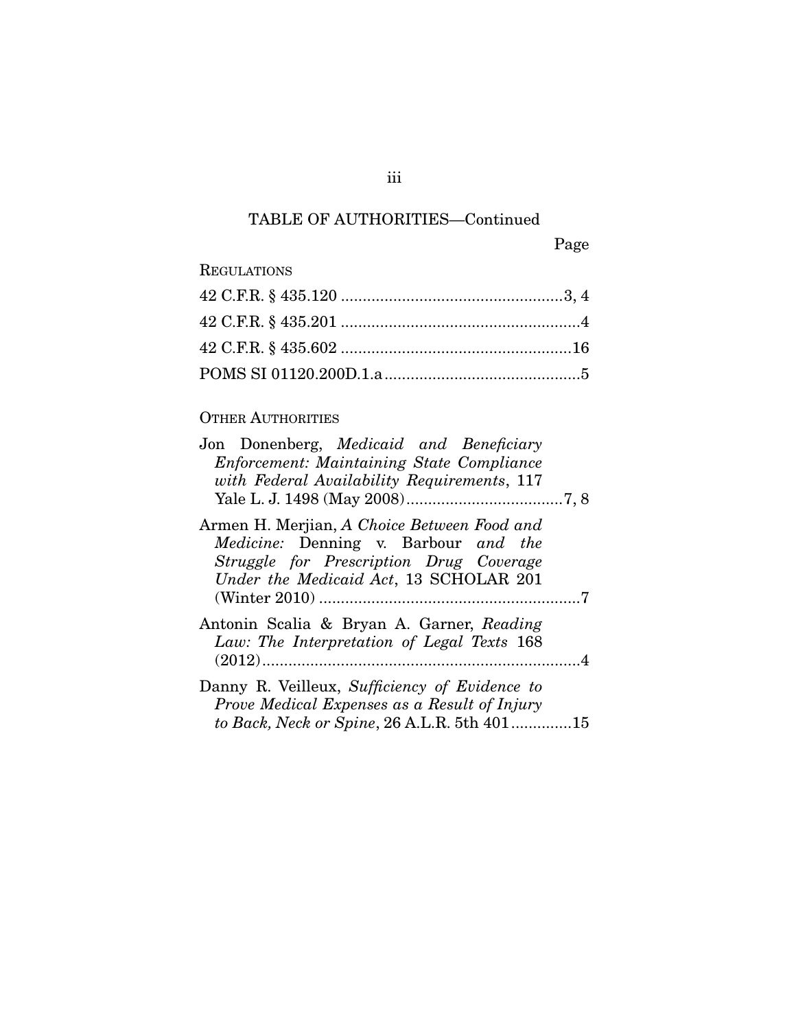TABLE OF AUTHORITIES—Continued

| | Page |
|---|---|
| **REGULATIONS** | |
| 42 C.F.R. § 435.120 | 3, 4 |
| 42 C.F.R. § 435.201 | 4 |
| 42 C.F.R. § 435.602 | 16 |
| POMS SI 01120.200D.1.a | 5 |
| **OTHER AUTHORITIES** | |
| Jon Donenberg, *Medicaid and Beneficiary Enforcement: Maintaining State Compliance with Federal Availability Requirements*, 117 Yale L. J. 1498 (May 2008) | 7, 8 |
| Armen H. Merjian, *A Choice Between Food and Medicine:* Denning v. Barbour *and the Struggle for Prescription Drug Coverage Under the Medicaid Act*, 13 SCHOLAR 201 (Winter 2010) | 7 |
| Antonin Scalia & Bryan A. Garner, *Reading Law: The Interpretation of Legal Texts* 168 (2012) | 4 |
| Danny R. Veilleux, *Sufficiency of Evidence to Prove Medical Expenses as a Result of Injury to Back, Neck or Spine*, 26 A.L.R. 5th 401 | 15 |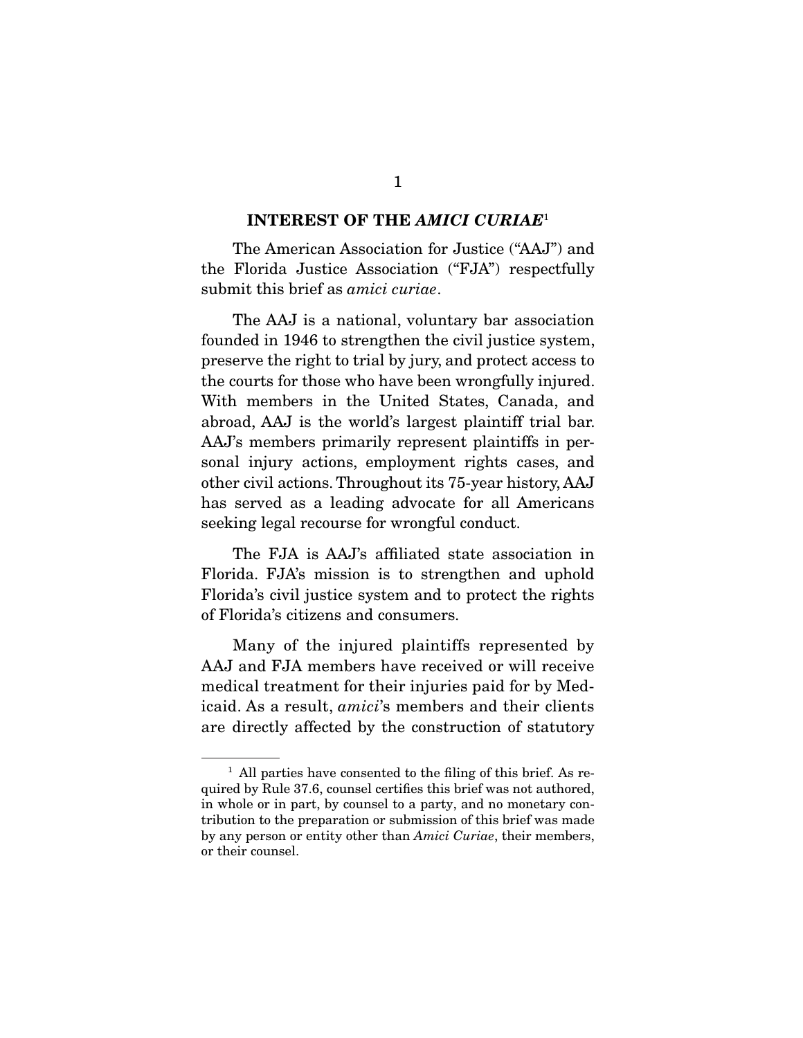## INTEREST OF THE *AMICI CURIAE*[1]

The American Association for Justice ("AAJ") and the Florida Justice Association ("FJA") respectfully submit this brief as *amici curiae*.

The AAJ is a national, voluntary bar association founded in 1946 to strengthen the civil justice system, preserve the right to trial by jury, and protect access to the courts for those who have been wrongfully injured. With members in the United States, Canada, and abroad, AAJ is the world's largest plaintiff trial bar. AAJ's members primarily represent plaintiffs in personal injury actions, employment rights cases, and other civil actions. Throughout its 75-year history, AAJ has served as a leading advocate for all Americans seeking legal recourse for wrongful conduct.

The FJA is AAJ's affiliated state association in Florida. FJA's mission is to strengthen and uphold Florida's civil justice system and to protect the rights of Florida's citizens and consumers.

Many of the injured plaintiffs represented by AAJ and FJA members have received or will receive medical treatment for their injuries paid for by Medicaid. As a result, *amici*'s members and their clients are directly affected by the construction of statutory

[1] All parties have consented to the filing of this brief. As required by Rule 37.6, counsel certifies this brief was not authored, in whole or in part, by counsel to a party, and no monetary contribution to the preparation or submission of this brief was made by any person or entity other than *Amici Curiae*, their members, or their counsel.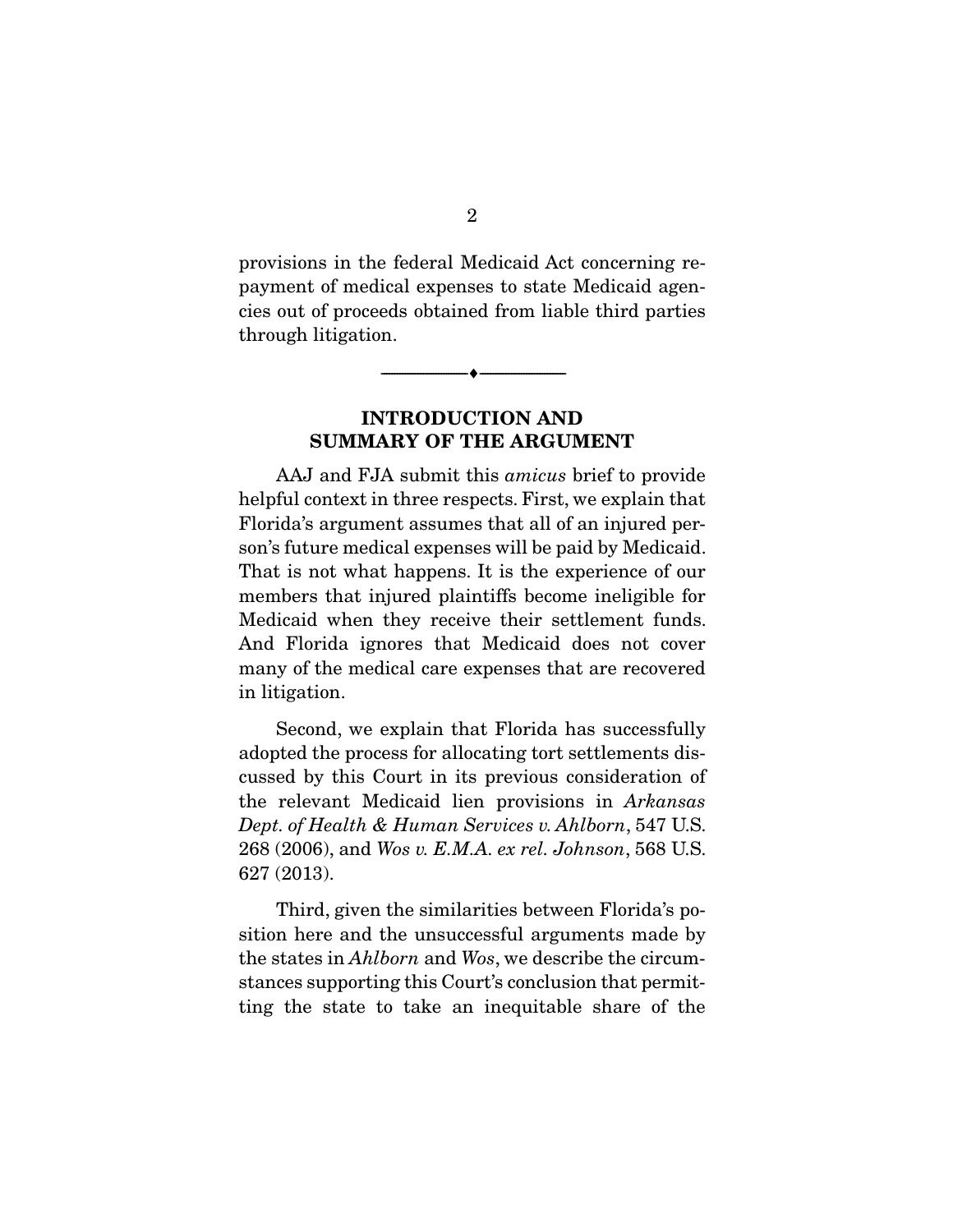provisions in the federal Medicaid Act concerning repayment of medical expenses to state Medicaid agencies out of proceeds obtained from liable third parties through litigation.

---

## INTRODUCTION AND SUMMARY OF THE ARGUMENT

AAJ and FJA submit this *amicus* brief to provide helpful context in three respects. First, we explain that Florida's argument assumes that all of an injured person's future medical expenses will be paid by Medicaid. That is not what happens. It is the experience of our members that injured plaintiffs become ineligible for Medicaid when they receive their settlement funds. And Florida ignores that Medicaid does not cover many of the medical care expenses that are recovered in litigation.

Second, we explain that Florida has successfully adopted the process for allocating tort settlements discussed by this Court in its previous consideration of the relevant Medicaid lien provisions in *Arkansas Dept. of Health & Human Services v. Ahlborn*, 547 U.S. 268 (2006), and *Wos v. E.M.A. ex rel. Johnson*, 568 U.S. 627 (2013).

Third, given the similarities between Florida's position here and the unsuccessful arguments made by the states in *Ahlborn* and *Wos*, we describe the circumstances supporting this Court's conclusion that permitting the state to take an inequitable share of the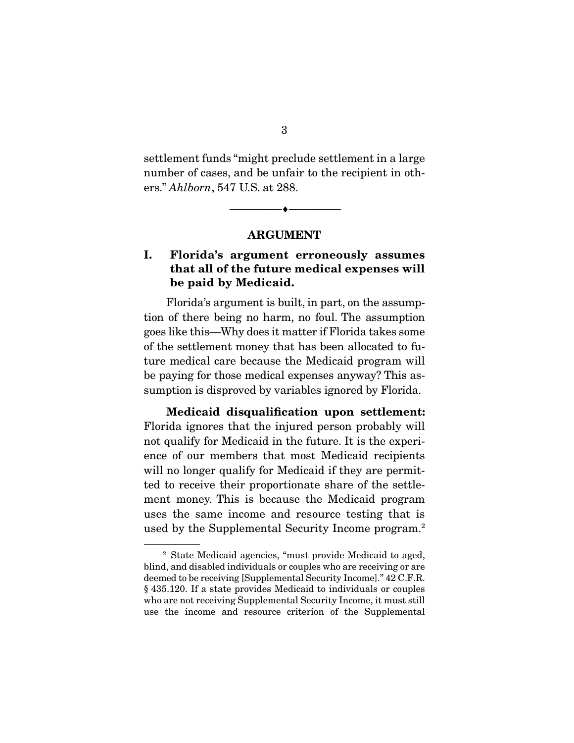settlement funds "might preclude settlement in a large number of cases, and be unfair to the recipient in others." *Ahlborn*, 547 U.S. at 288.

---

## ARGUMENT

### I. Florida's argument erroneously assumes that all of the future medical expenses will be paid by Medicaid.

Florida's argument is built, in part, on the assumption of there being no harm, no foul. The assumption goes like this—Why does it matter if Florida takes some of the settlement money that has been allocated to future medical care because the Medicaid program will be paying for those medical expenses anyway? This assumption is disproved by variables ignored by Florida.

**Medicaid disqualification upon settlement:** Florida ignores that the injured person probably will not qualify for Medicaid in the future. It is the experience of our members that most Medicaid recipients will no longer qualify for Medicaid if they are permitted to receive their proportionate share of the settlement money. This is because the Medicaid program uses the same income and resource testing that is used by the Supplemental Security Income program.[2]

---

[2] State Medicaid agencies, "must provide Medicaid to aged, blind, and disabled individuals or couples who are receiving or are deemed to be receiving [Supplemental Security Income]." 42 C.F.R. § 435.120. If a state provides Medicaid to individuals or couples who are not receiving Supplemental Security Income, it must still use the income and resource criterion of the Supplemental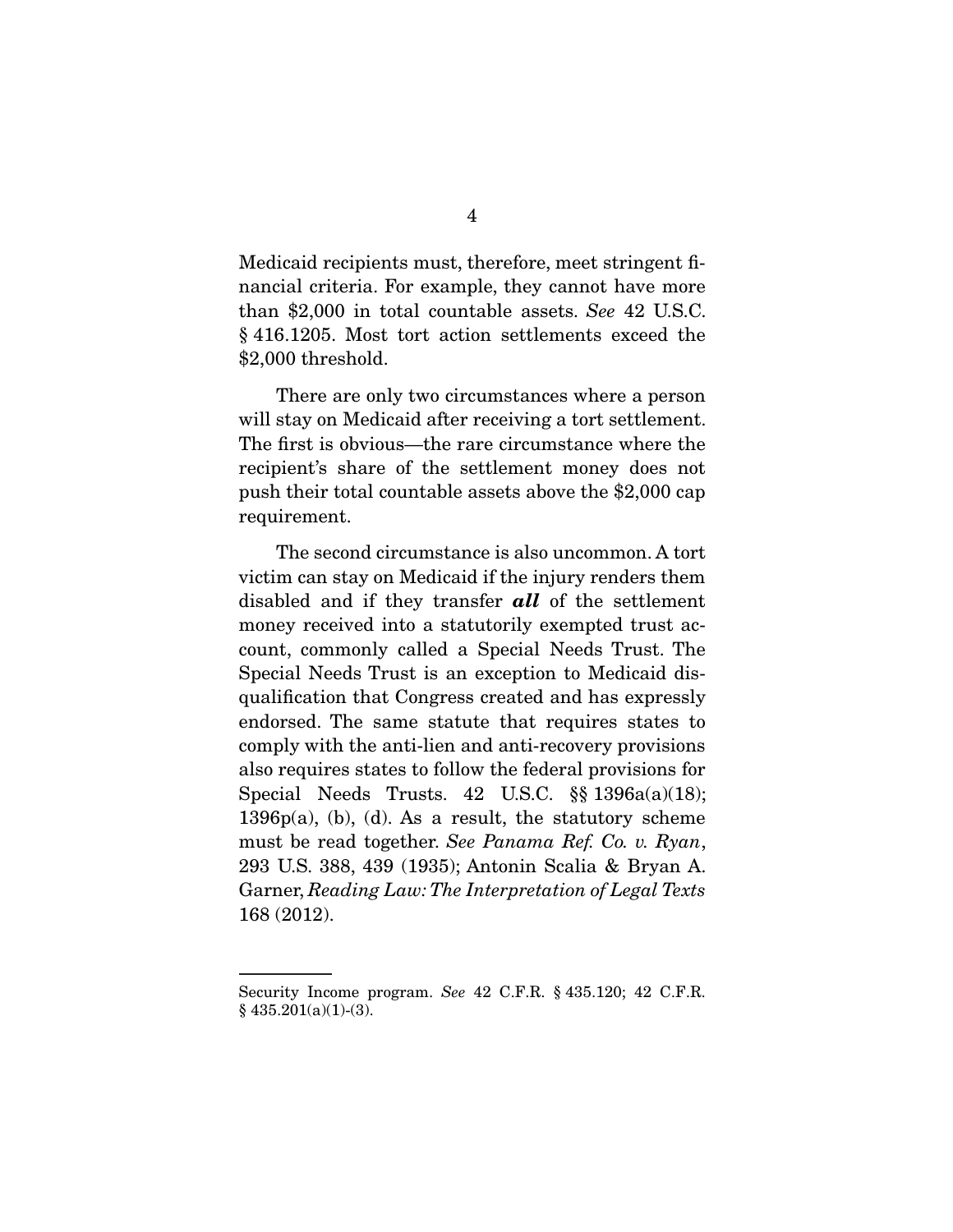Medicaid recipients must, therefore, meet stringent financial criteria. For example, they cannot have more than $2,000 in total countable assets. *See* 42 U.S.C. § 416.1205. Most tort action settlements exceed the $2,000 threshold.

There are only two circumstances where a person will stay on Medicaid after receiving a tort settlement. The first is obvious—the rare circumstance where the recipient's share of the settlement money does not push their total countable assets above the $2,000 cap requirement.

The second circumstance is also uncommon. A tort victim can stay on Medicaid if the injury renders them disabled and if they transfer ***all*** of the settlement money received into a statutorily exempted trust account, commonly called a Special Needs Trust. The Special Needs Trust is an exception to Medicaid disqualification that Congress created and has expressly endorsed. The same statute that requires states to comply with the anti-lien and anti-recovery provisions also requires states to follow the federal provisions for Special Needs Trusts. 42 U.S.C. §§ 1396a(a)(18); 1396p(a), (b), (d). As a result, the statutory scheme must be read together. *See Panama Ref. Co. v. Ryan*, 293 U.S. 388, 439 (1935); Antonin Scalia & Bryan A. Garner, *Reading Law: The Interpretation of Legal Texts* 168 (2012).

---

Security Income program. *See* 42 C.F.R. § 435.120; 42 C.F.R. § 435.201(a)(1)-(3).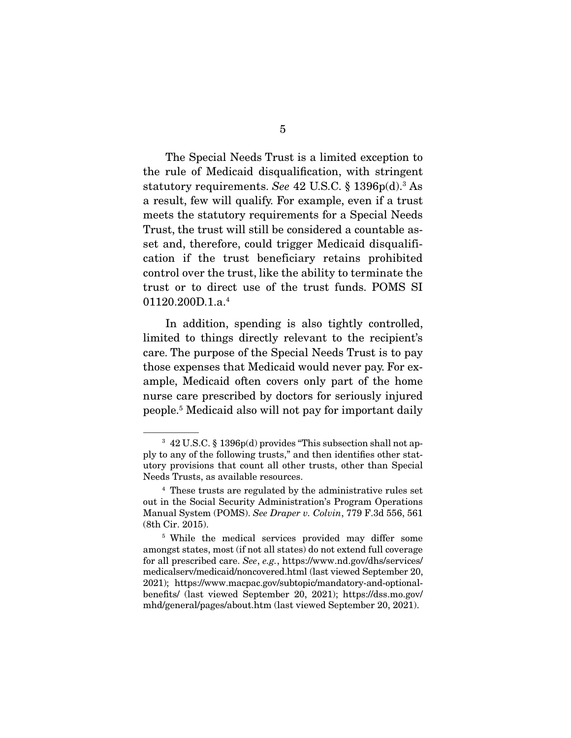The Special Needs Trust is a limited exception to the rule of Medicaid disqualification, with stringent statutory requirements. *See* 42 U.S.C. § 1396p(d).[3] As a result, few will qualify. For example, even if a trust meets the statutory requirements for a Special Needs Trust, the trust will still be considered a countable asset and, therefore, could trigger Medicaid disqualification if the trust beneficiary retains prohibited control over the trust, like the ability to terminate the trust or to direct use of the trust funds. POMS SI 01120.200D.1.a.[4]

In addition, spending is also tightly controlled, limited to things directly relevant to the recipient's care. The purpose of the Special Needs Trust is to pay those expenses that Medicaid would never pay. For example, Medicaid often covers only part of the home nurse care prescribed by doctors for seriously injured people.[5] Medicaid also will not pay for important daily

---

[3] 42 U.S.C. § 1396p(d) provides "This subsection shall not apply to any of the following trusts," and then identifies other statutory provisions that count all other trusts, other than Special Needs Trusts, as available resources.

[4] These trusts are regulated by the administrative rules set out in the Social Security Administration's Program Operations Manual System (POMS). *See Draper v. Colvin*, 779 F.3d 556, 561 (8th Cir. 2015).

[5] While the medical services provided may differ some amongst states, most (if not all states) do not extend full coverage for all prescribed care. *See*, *e.g.*, https://www.nd.gov/dhs/services/medicalserv/medicaid/noncovered.html (last viewed September 20, 2021); https://www.macpac.gov/subtopic/mandatory-and-optional-benefits/ (last viewed September 20, 2021); https://dss.mo.gov/mhd/general/pages/about.htm (last viewed September 20, 2021).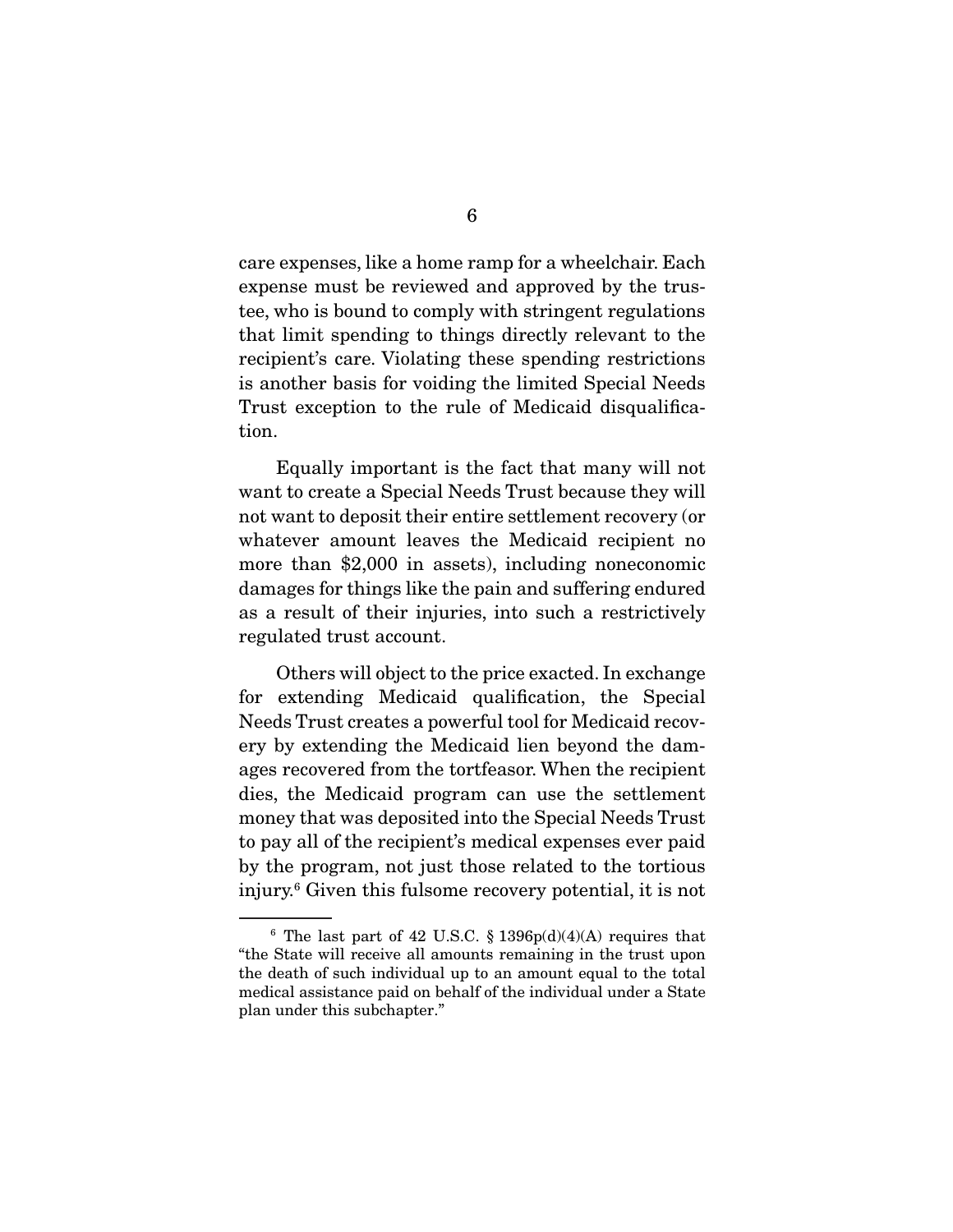care expenses, like a home ramp for a wheelchair. Each expense must be reviewed and approved by the trustee, who is bound to comply with stringent regulations that limit spending to things directly relevant to the recipient's care. Violating these spending restrictions is another basis for voiding the limited Special Needs Trust exception to the rule of Medicaid disqualification.

Equally important is the fact that many will not want to create a Special Needs Trust because they will not want to deposit their entire settlement recovery (or whatever amount leaves the Medicaid recipient no more than $2,000 in assets), including noneconomic damages for things like the pain and suffering endured as a result of their injuries, into such a restrictively regulated trust account.

Others will object to the price exacted. In exchange for extending Medicaid qualification, the Special Needs Trust creates a powerful tool for Medicaid recovery by extending the Medicaid lien beyond the damages recovered from the tortfeasor. When the recipient dies, the Medicaid program can use the settlement money that was deposited into the Special Needs Trust to pay all of the recipient's medical expenses ever paid by the program, not just those related to the tortious injury.[6] Given this fulsome recovery potential, it is not

---

[6] The last part of 42 U.S.C. § 1396p(d)(4)(A) requires that "the State will receive all amounts remaining in the trust upon the death of such individual up to an amount equal to the total medical assistance paid on behalf of the individual under a State plan under this subchapter."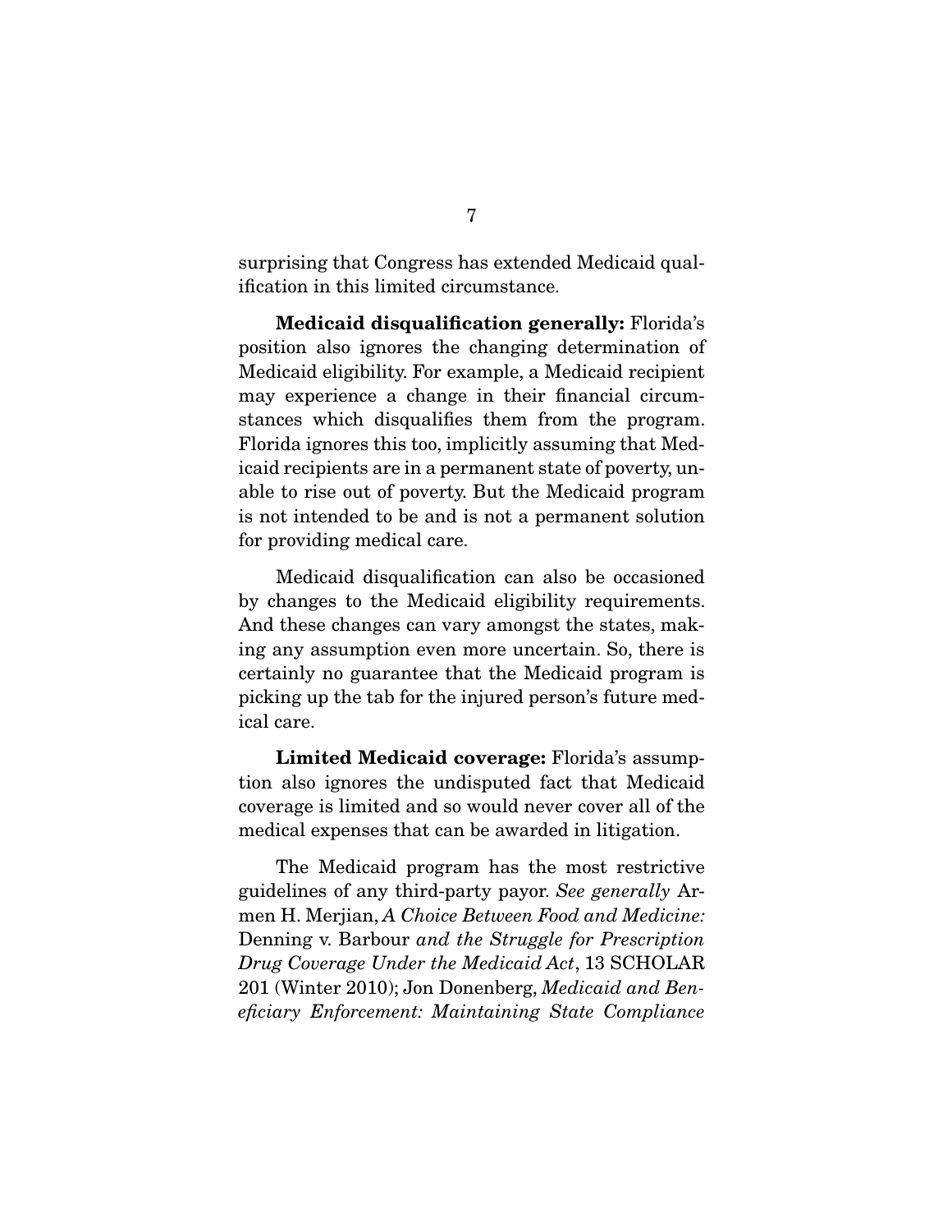surprising that Congress has extended Medicaid qualification in this limited circumstance.

**Medicaid disqualification generally:** Florida's position also ignores the changing determination of Medicaid eligibility. For example, a Medicaid recipient may experience a change in their financial circumstances which disqualifies them from the program. Florida ignores this too, implicitly assuming that Medicaid recipients are in a permanent state of poverty, unable to rise out of poverty. But the Medicaid program is not intended to be and is not a permanent solution for providing medical care.

Medicaid disqualification can also be occasioned by changes to the Medicaid eligibility requirements. And these changes can vary amongst the states, making any assumption even more uncertain. So, there is certainly no guarantee that the Medicaid program is picking up the tab for the injured person's future medical care.

**Limited Medicaid coverage:** Florida's assumption also ignores the undisputed fact that Medicaid coverage is limited and so would never cover all of the medical expenses that can be awarded in litigation.

The Medicaid program has the most restrictive guidelines of any third-party payor. *See generally* Armen H. Merjian, *A Choice Between Food and Medicine:* Denning v. Barbour *and the Struggle for Prescription Drug Coverage Under the Medicaid Act*, 13 SCHOLAR 201 (Winter 2010); Jon Donenberg, *Medicaid and Beneficiary Enforcement: Maintaining State Compliance*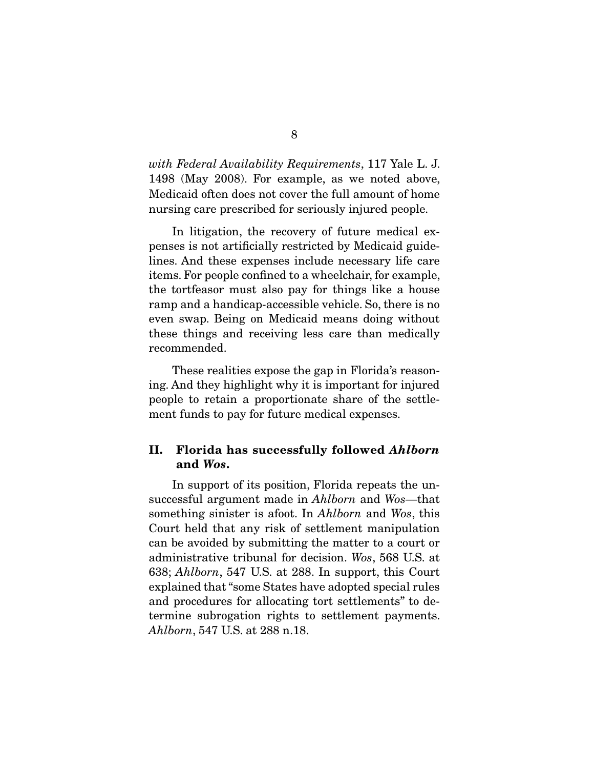*with Federal Availability Requirements*, 117 Yale L. J. 1498 (May 2008). For example, as we noted above, Medicaid often does not cover the full amount of home nursing care prescribed for seriously injured people.

In litigation, the recovery of future medical expenses is not artificially restricted by Medicaid guidelines. And these expenses include necessary life care items. For people confined to a wheelchair, for example, the tortfeasor must also pay for things like a house ramp and a handicap-accessible vehicle. So, there is no even swap. Being on Medicaid means doing without these things and receiving less care than medically recommended.

These realities expose the gap in Florida's reasoning. And they highlight why it is important for injured people to retain a proportionate share of the settlement funds to pay for future medical expenses.

## II. Florida has successfully followed *Ahlborn* and *Wos*.

In support of its position, Florida repeats the unsuccessful argument made in *Ahlborn* and *Wos*—that something sinister is afoot. In *Ahlborn* and *Wos*, this Court held that any risk of settlement manipulation can be avoided by submitting the matter to a court or administrative tribunal for decision. *Wos*, 568 U.S. at 638; *Ahlborn*, 547 U.S. at 288. In support, this Court explained that "some States have adopted special rules and procedures for allocating tort settlements" to determine subrogation rights to settlement payments. *Ahlborn*, 547 U.S. at 288 n.18.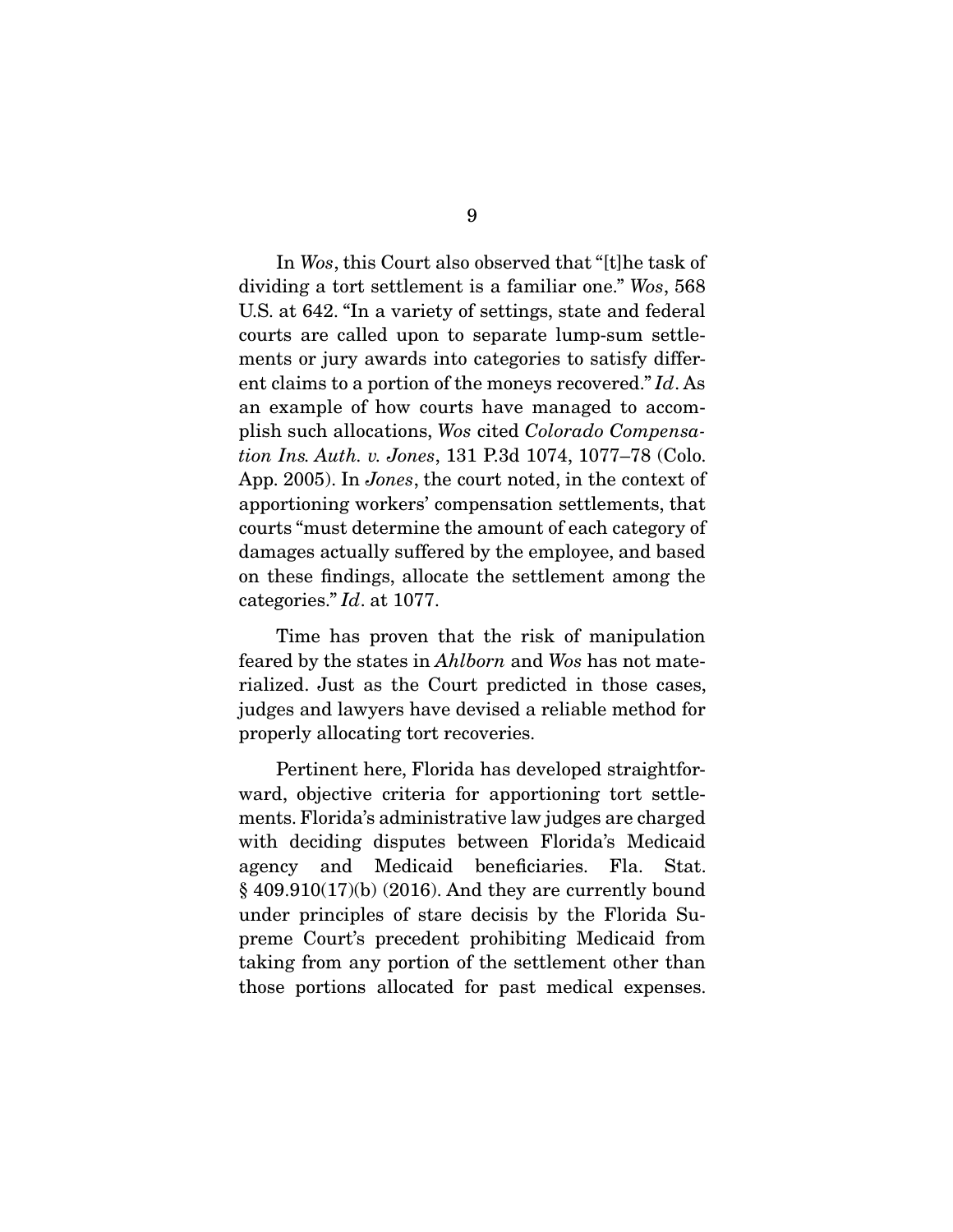In *Wos*, this Court also observed that "[t]he task of dividing a tort settlement is a familiar one." *Wos*, 568 U.S. at 642. "In a variety of settings, state and federal courts are called upon to separate lump-sum settlements or jury awards into categories to satisfy different claims to a portion of the moneys recovered." *Id*. As an example of how courts have managed to accomplish such allocations, *Wos* cited *Colorado Compensation Ins. Auth. v. Jones*, 131 P.3d 1074, 1077–78 (Colo. App. 2005). In *Jones*, the court noted, in the context of apportioning workers' compensation settlements, that courts "must determine the amount of each category of damages actually suffered by the employee, and based on these findings, allocate the settlement among the categories." *Id*. at 1077.

Time has proven that the risk of manipulation feared by the states in *Ahlborn* and *Wos* has not materialized. Just as the Court predicted in those cases, judges and lawyers have devised a reliable method for properly allocating tort recoveries.

Pertinent here, Florida has developed straightforward, objective criteria for apportioning tort settlements. Florida's administrative law judges are charged with deciding disputes between Florida's Medicaid agency and Medicaid beneficiaries. Fla. Stat. § 409.910(17)(b) (2016). And they are currently bound under principles of stare decisis by the Florida Supreme Court's precedent prohibiting Medicaid from taking from any portion of the settlement other than those portions allocated for past medical expenses.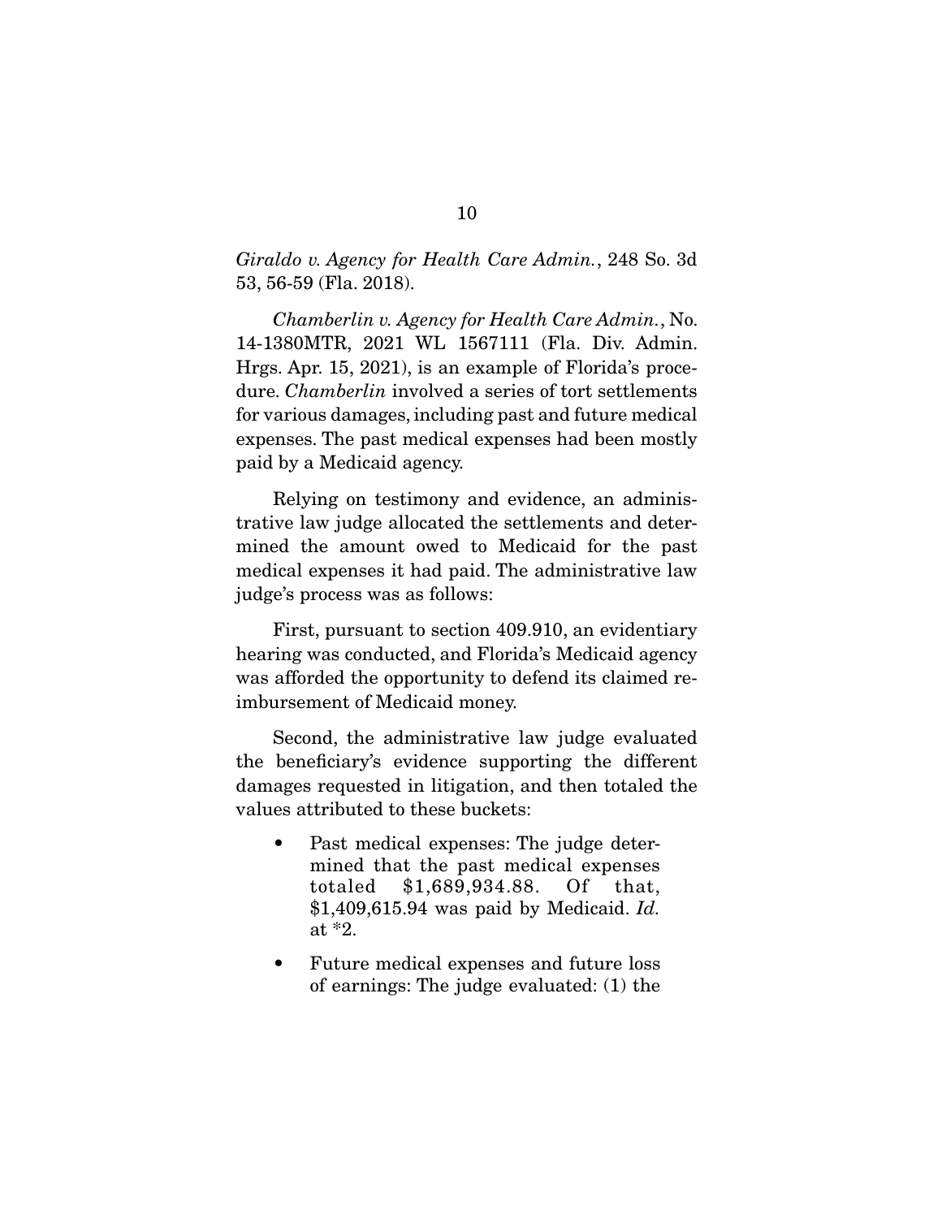*Giraldo v. Agency for Health Care Admin.*, 248 So. 3d 53, 56-59 (Fla. 2018).

*Chamberlin v. Agency for Health Care Admin.*, No. 14-1380MTR, 2021 WL 1567111 (Fla. Div. Admin. Hrgs. Apr. 15, 2021), is an example of Florida's procedure. *Chamberlin* involved a series of tort settlements for various damages, including past and future medical expenses. The past medical expenses had been mostly paid by a Medicaid agency.

Relying on testimony and evidence, an administrative law judge allocated the settlements and determined the amount owed to Medicaid for the past medical expenses it had paid. The administrative law judge's process was as follows:

First, pursuant to section 409.910, an evidentiary hearing was conducted, and Florida's Medicaid agency was afforded the opportunity to defend its claimed reimbursement of Medicaid money.

Second, the administrative law judge evaluated the beneficiary's evidence supporting the different damages requested in litigation, and then totaled the values attributed to these buckets:

- Past medical expenses: The judge determined that the past medical expenses totaled $1,689,934.88. Of that, $1,409,615.94 was paid by Medicaid. *Id.* at *2.
- Future medical expenses and future loss of earnings: The judge evaluated: (1) the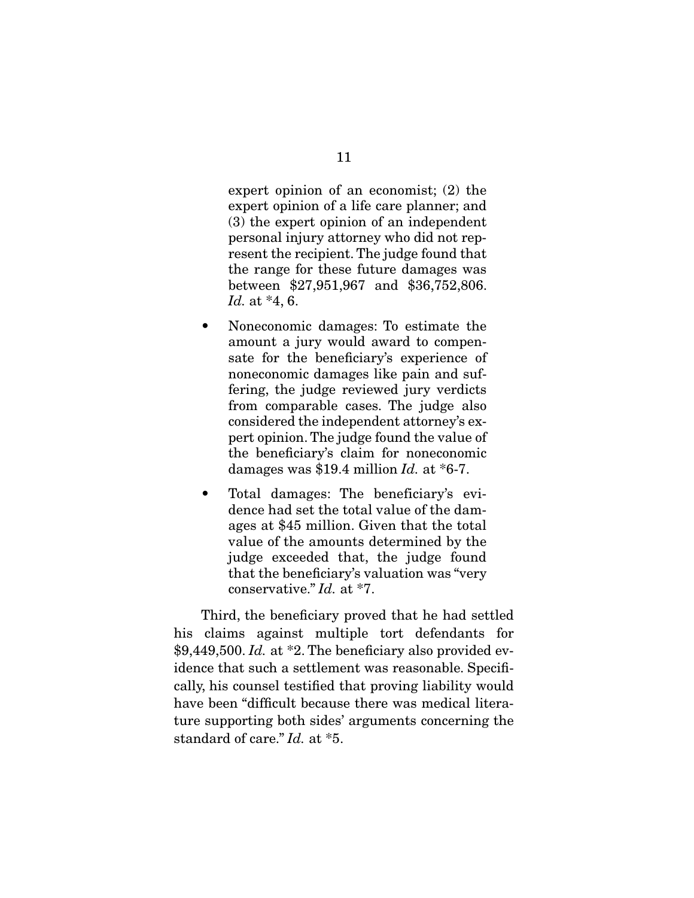expert opinion of an economist; (2) the expert opinion of a life care planner; and (3) the expert opinion of an independent personal injury attorney who did not represent the recipient. The judge found that the range for these future damages was between $27,951,967 and $36,752,806. *Id.* at *4, 6.

- Noneconomic damages: To estimate the amount a jury would award to compensate for the beneficiary's experience of noneconomic damages like pain and suffering, the judge reviewed jury verdicts from comparable cases. The judge also considered the independent attorney's expert opinion. The judge found the value of the beneficiary's claim for noneconomic damages was $19.4 million *Id.* at *6-7.

- Total damages: The beneficiary's evidence had set the total value of the damages at $45 million. Given that the total value of the amounts determined by the judge exceeded that, the judge found that the beneficiary's valuation was "very conservative." *Id.* at *7.

Third, the beneficiary proved that he had settled his claims against multiple tort defendants for $9,449,500. *Id.* at *2. The beneficiary also provided evidence that such a settlement was reasonable. Specifically, his counsel testified that proving liability would have been "difficult because there was medical literature supporting both sides' arguments concerning the standard of care." *Id.* at *5.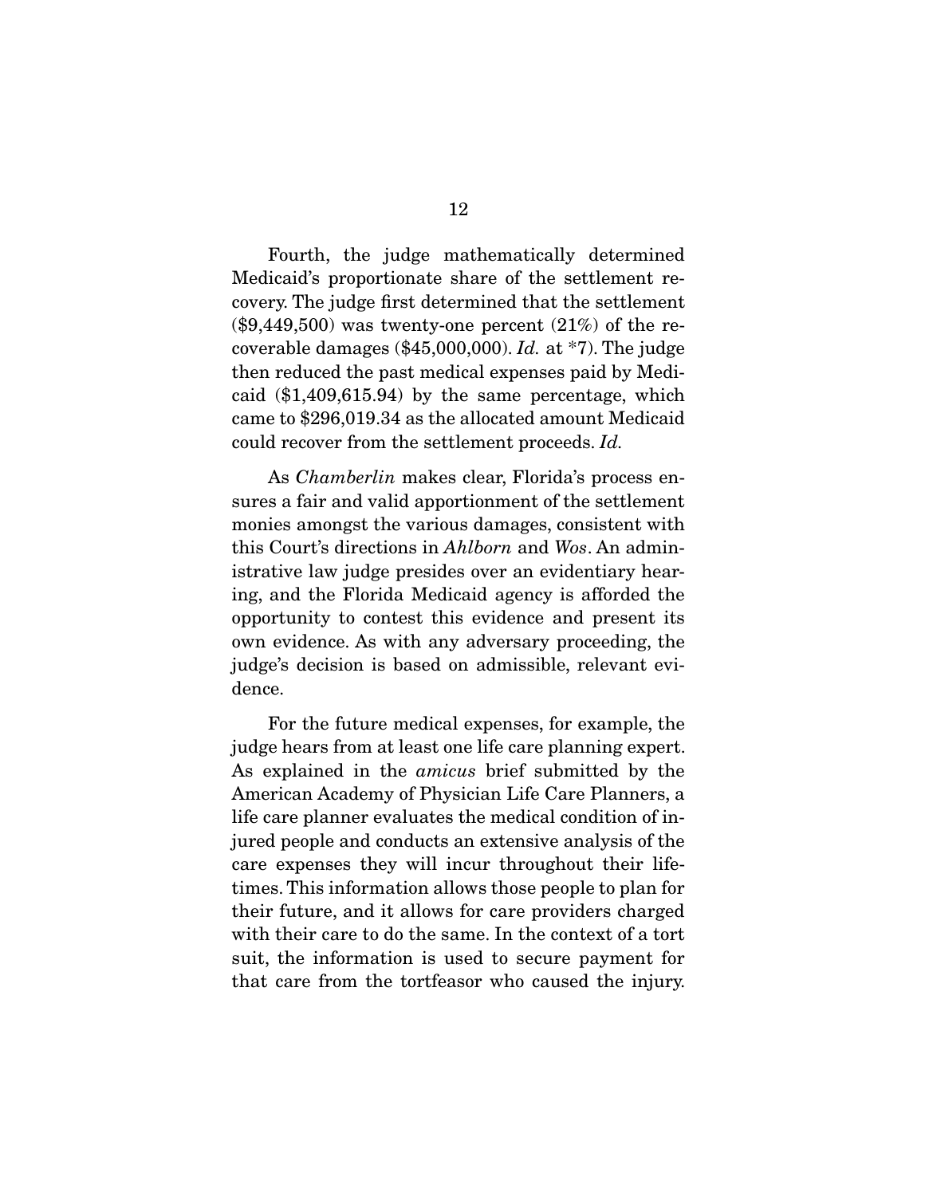Fourth, the judge mathematically determined Medicaid's proportionate share of the settlement recovery. The judge first determined that the settlement ($9,449,500) was twenty-one percent (21%) of the recoverable damages ($45,000,000). *Id.* at *7). The judge then reduced the past medical expenses paid by Medicaid ($1,409,615.94) by the same percentage, which came to $296,019.34 as the allocated amount Medicaid could recover from the settlement proceeds. *Id.*

As *Chamberlin* makes clear, Florida's process ensures a fair and valid apportionment of the settlement monies amongst the various damages, consistent with this Court's directions in *Ahlborn* and *Wos*. An administrative law judge presides over an evidentiary hearing, and the Florida Medicaid agency is afforded the opportunity to contest this evidence and present its own evidence. As with any adversary proceeding, the judge's decision is based on admissible, relevant evidence.

For the future medical expenses, for example, the judge hears from at least one life care planning expert. As explained in the *amicus* brief submitted by the American Academy of Physician Life Care Planners, a life care planner evaluates the medical condition of injured people and conducts an extensive analysis of the care expenses they will incur throughout their lifetimes. This information allows those people to plan for their future, and it allows for care providers charged with their care to do the same. In the context of a tort suit, the information is used to secure payment for that care from the tortfeasor who caused the injury.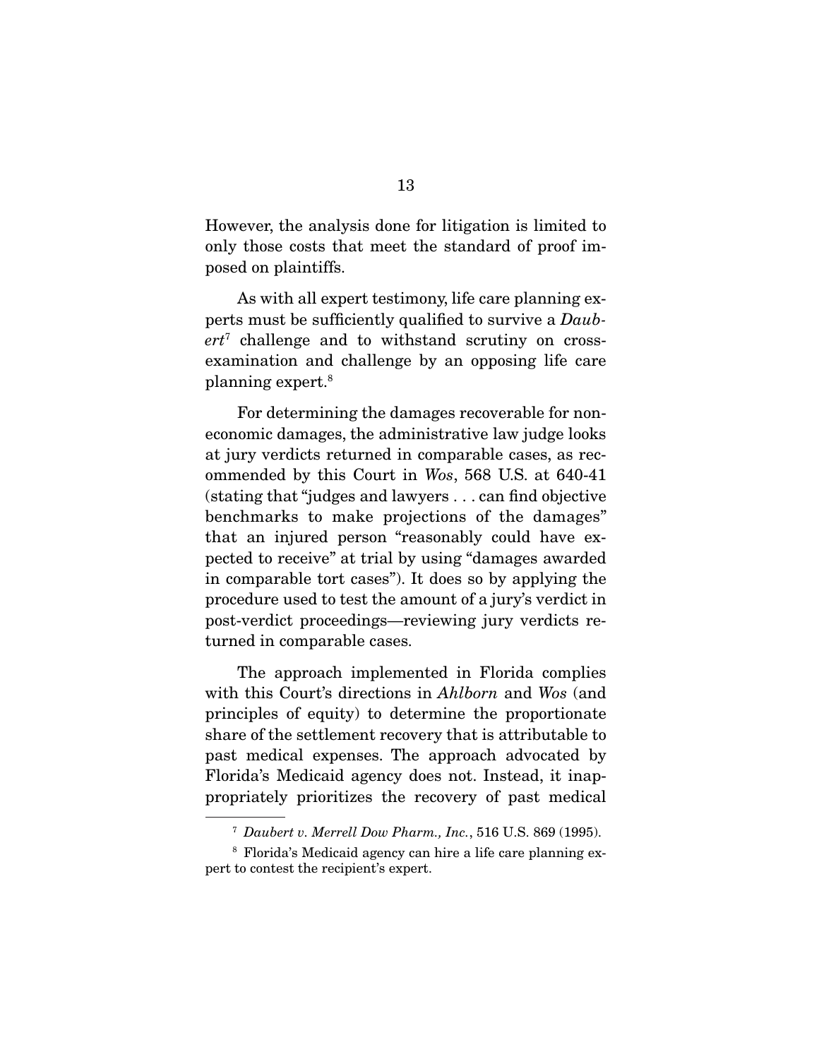However, the analysis done for litigation is limited to only those costs that meet the standard of proof imposed on plaintiffs.

As with all expert testimony, life care planning experts must be sufficiently qualified to survive a *Daubert*[7] challenge and to withstand scrutiny on cross-examination and challenge by an opposing life care planning expert.[8]

For determining the damages recoverable for non-economic damages, the administrative law judge looks at jury verdicts returned in comparable cases, as recommended by this Court in *Wos*, 568 U.S. at 640-41 (stating that "judges and lawyers . . . can find objective benchmarks to make projections of the damages" that an injured person "reasonably could have expected to receive" at trial by using "damages awarded in comparable tort cases"). It does so by applying the procedure used to test the amount of a jury's verdict in post-verdict proceedings—reviewing jury verdicts returned in comparable cases.

The approach implemented in Florida complies with this Court's directions in *Ahlborn* and *Wos* (and principles of equity) to determine the proportionate share of the settlement recovery that is attributable to past medical expenses. The approach advocated by Florida's Medicaid agency does not. Instead, it inappropriately prioritizes the recovery of past medical

---

[7] *Daubert v. Merrell Dow Pharm., Inc.*, 516 U.S. 869 (1995).

[8] Florida's Medicaid agency can hire a life care planning expert to contest the recipient's expert.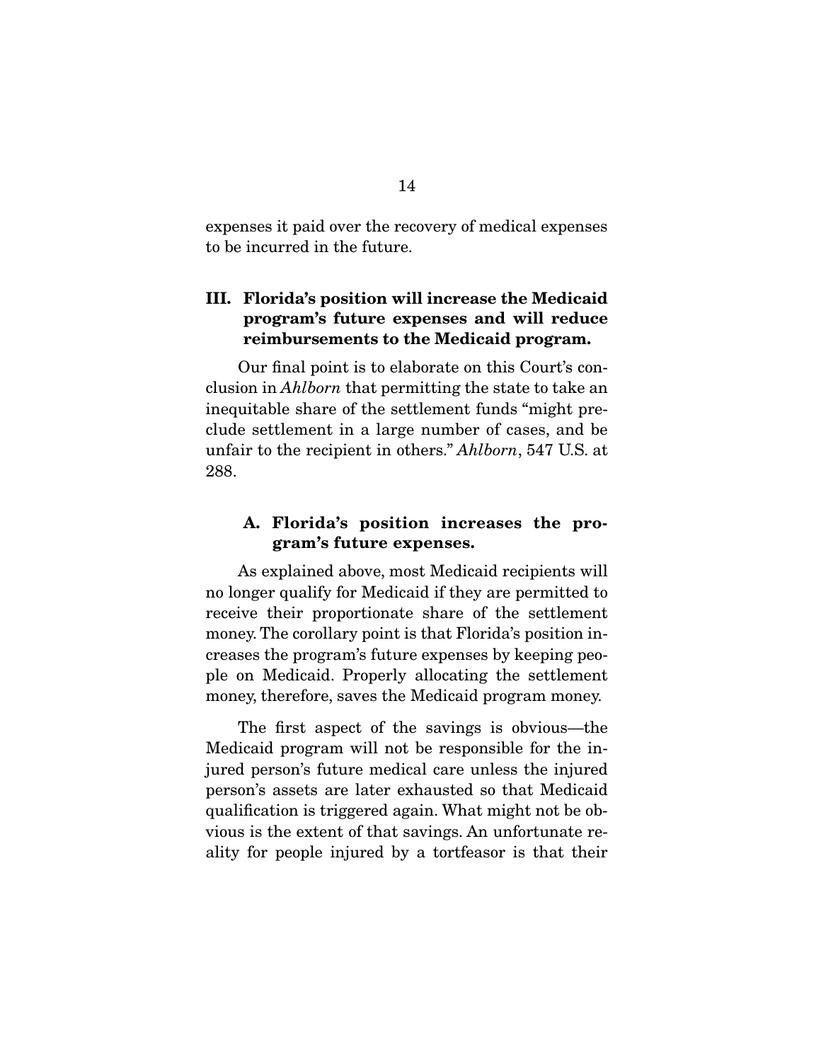expenses it paid over the recovery of medical expenses to be incurred in the future.

## III. Florida's position will increase the Medicaid program's future expenses and will reduce reimbursements to the Medicaid program.

Our final point is to elaborate on this Court's conclusion in *Ahlborn* that permitting the state to take an inequitable share of the settlement funds "might preclude settlement in a large number of cases, and be unfair to the recipient in others." *Ahlborn*, 547 U.S. at 288.

### A. Florida's position increases the program's future expenses.

As explained above, most Medicaid recipients will no longer qualify for Medicaid if they are permitted to receive their proportionate share of the settlement money. The corollary point is that Florida's position increases the program's future expenses by keeping people on Medicaid. Properly allocating the settlement money, therefore, saves the Medicaid program money.

The first aspect of the savings is obvious—the Medicaid program will not be responsible for the injured person's future medical care unless the injured person's assets are later exhausted so that Medicaid qualification is triggered again. What might not be obvious is the extent of that savings. An unfortunate reality for people injured by a tortfeasor is that their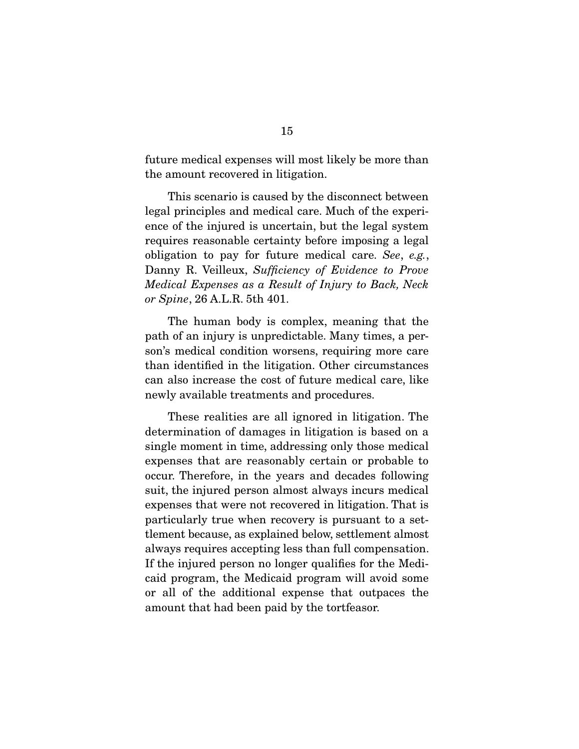future medical expenses will most likely be more than the amount recovered in litigation.

This scenario is caused by the disconnect between legal principles and medical care. Much of the experience of the injured is uncertain, but the legal system requires reasonable certainty before imposing a legal obligation to pay for future medical care. *See*, *e.g.*, Danny R. Veilleux, *Sufficiency of Evidence to Prove Medical Expenses as a Result of Injury to Back, Neck or Spine*, 26 A.L.R. 5th 401.

The human body is complex, meaning that the path of an injury is unpredictable. Many times, a person's medical condition worsens, requiring more care than identified in the litigation. Other circumstances can also increase the cost of future medical care, like newly available treatments and procedures.

These realities are all ignored in litigation. The determination of damages in litigation is based on a single moment in time, addressing only those medical expenses that are reasonably certain or probable to occur. Therefore, in the years and decades following suit, the injured person almost always incurs medical expenses that were not recovered in litigation. That is particularly true when recovery is pursuant to a settlement because, as explained below, settlement almost always requires accepting less than full compensation. If the injured person no longer qualifies for the Medicaid program, the Medicaid program will avoid some or all of the additional expense that outpaces the amount that had been paid by the tortfeasor.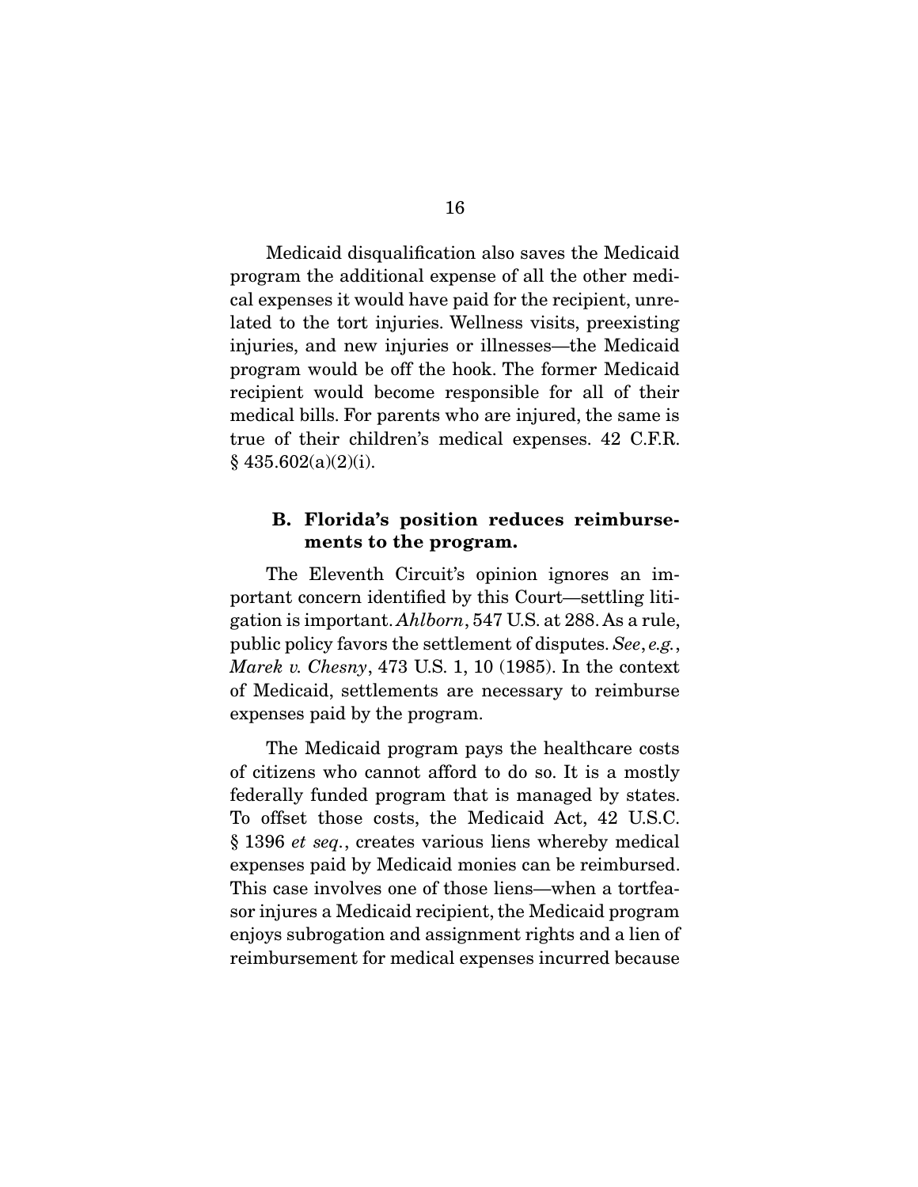Medicaid disqualification also saves the Medicaid program the additional expense of all the other medical expenses it would have paid for the recipient, unrelated to the tort injuries. Wellness visits, preexisting injuries, and new injuries or illnesses—the Medicaid program would be off the hook. The former Medicaid recipient would become responsible for all of their medical bills. For parents who are injured, the same is true of their children's medical expenses. 42 C.F.R. § 435.602(a)(2)(i).

### B. Florida's position reduces reimbursements to the program.

The Eleventh Circuit's opinion ignores an important concern identified by this Court—settling litigation is important. *Ahlborn*, 547 U.S. at 288. As a rule, public policy favors the settlement of disputes. *See, e.g.*, *Marek v. Chesny*, 473 U.S. 1, 10 (1985). In the context of Medicaid, settlements are necessary to reimburse expenses paid by the program.

The Medicaid program pays the healthcare costs of citizens who cannot afford to do so. It is a mostly federally funded program that is managed by states. To offset those costs, the Medicaid Act, 42 U.S.C. § 1396 *et seq.*, creates various liens whereby medical expenses paid by Medicaid monies can be reimbursed. This case involves one of those liens—when a tortfeasor injures a Medicaid recipient, the Medicaid program enjoys subrogation and assignment rights and a lien of reimbursement for medical expenses incurred because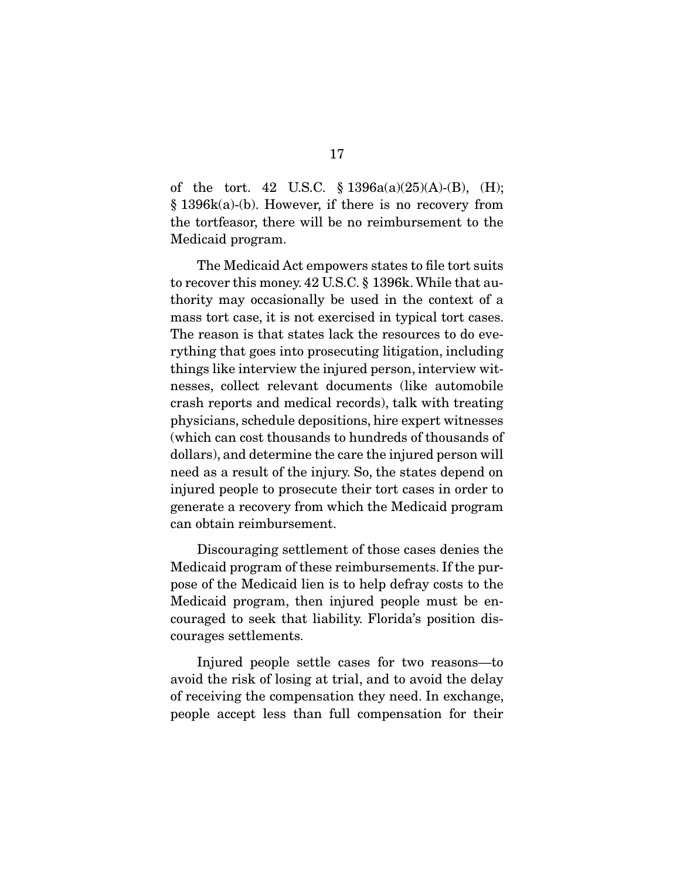of the tort. 42 U.S.C. § 1396a(a)(25)(A)-(B), (H); § 1396k(a)-(b). However, if there is no recovery from the tortfeasor, there will be no reimbursement to the Medicaid program.

The Medicaid Act empowers states to file tort suits to recover this money. 42 U.S.C. § 1396k. While that authority may occasionally be used in the context of a mass tort case, it is not exercised in typical tort cases. The reason is that states lack the resources to do everything that goes into prosecuting litigation, including things like interview the injured person, interview witnesses, collect relevant documents (like automobile crash reports and medical records), talk with treating physicians, schedule depositions, hire expert witnesses (which can cost thousands to hundreds of thousands of dollars), and determine the care the injured person will need as a result of the injury. So, the states depend on injured people to prosecute their tort cases in order to generate a recovery from which the Medicaid program can obtain reimbursement.

Discouraging settlement of those cases denies the Medicaid program of these reimbursements. If the purpose of the Medicaid lien is to help defray costs to the Medicaid program, then injured people must be encouraged to seek that liability. Florida's position discourages settlements.

Injured people settle cases for two reasons—to avoid the risk of losing at trial, and to avoid the delay of receiving the compensation they need. In exchange, people accept less than full compensation for their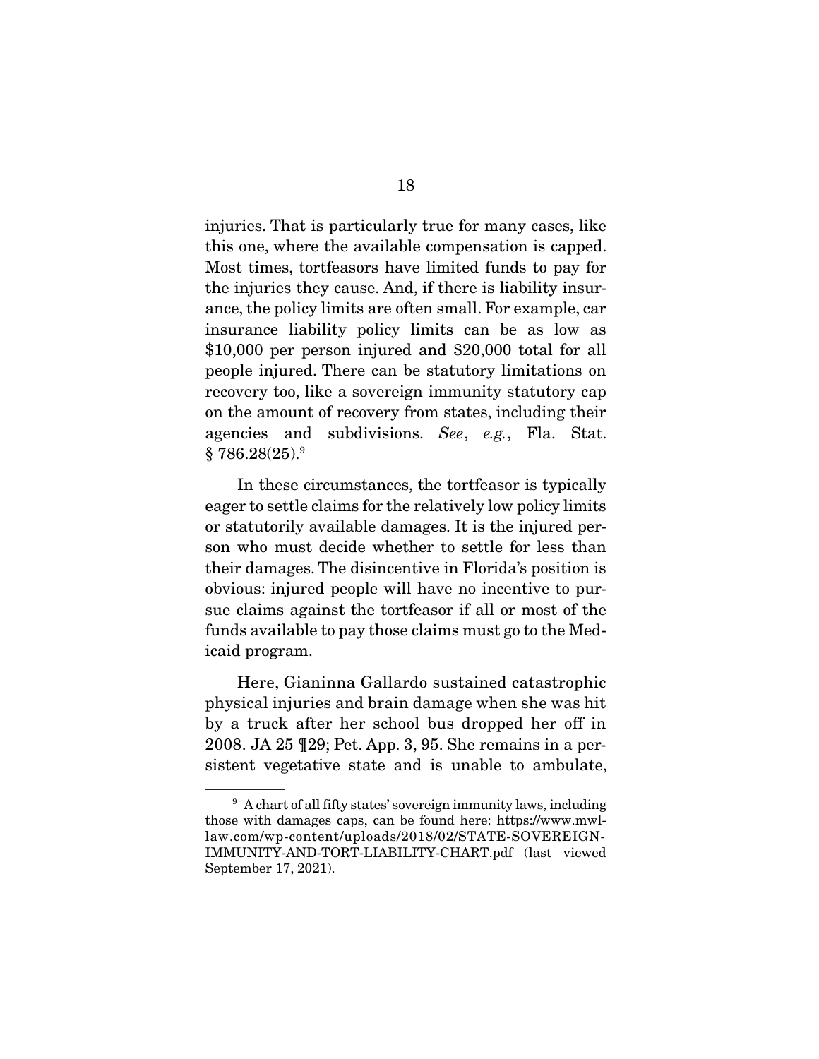injuries. That is particularly true for many cases, like this one, where the available compensation is capped. Most times, tortfeasors have limited funds to pay for the injuries they cause. And, if there is liability insurance, the policy limits are often small. For example, car insurance liability policy limits can be as low as \$10,000 per person injured and \$20,000 total for all people injured. There can be statutory limitations on recovery too, like a sovereign immunity statutory cap on the amount of recovery from states, including their agencies and subdivisions. *See*, *e.g.*, Fla. Stat. § 786.28(25).[9]

In these circumstances, the tortfeasor is typically eager to settle claims for the relatively low policy limits or statutorily available damages. It is the injured person who must decide whether to settle for less than their damages. The disincentive in Florida's position is obvious: injured people will have no incentive to pursue claims against the tortfeasor if all or most of the funds available to pay those claims must go to the Medicaid program.

Here, Gianinna Gallardo sustained catastrophic physical injuries and brain damage when she was hit by a truck after her school bus dropped her off in 2008. JA 25 ¶29; Pet. App. 3, 95. She remains in a persistent vegetative state and is unable to ambulate,

---

[9] A chart of all fifty states' sovereign immunity laws, including those with damages caps, can be found here: https://www.mwl-law.com/wp-content/uploads/2018/02/STATE-SOVEREIGN-IMMUNITY-AND-TORT-LIABILITY-CHART.pdf (last viewed September 17, 2021).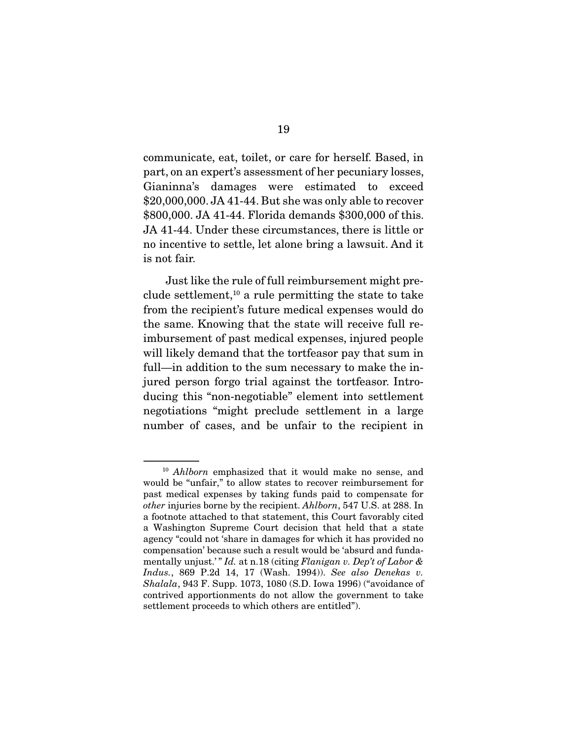communicate, eat, toilet, or care for herself. Based, in part, on an expert's assessment of her pecuniary losses, Gianinna's damages were estimated to exceed $20,000,000. JA 41-44. But she was only able to recover $800,000. JA 41-44. Florida demands $300,000 of this. JA 41-44. Under these circumstances, there is little or no incentive to settle, let alone bring a lawsuit. And it is not fair.

Just like the rule of full reimbursement might preclude settlement,[10] a rule permitting the state to take from the recipient's future medical expenses would do the same. Knowing that the state will receive full reimbursement of past medical expenses, injured people will likely demand that the tortfeasor pay that sum in full—in addition to the sum necessary to make the injured person forgo trial against the tortfeasor. Introducing this "non-negotiable" element into settlement negotiations "might preclude settlement in a large number of cases, and be unfair to the recipient in

---

[10] *Ahlborn* emphasized that it would make no sense, and would be "unfair," to allow states to recover reimbursement for past medical expenses by taking funds paid to compensate for *other* injuries borne by the recipient. *Ahlborn*, 547 U.S. at 288. In a footnote attached to that statement, this Court favorably cited a Washington Supreme Court decision that held that a state agency "could not 'share in damages for which it has provided no compensation' because such a result would be 'absurd and fundamentally unjust.' " *Id.* at n.18 (citing *Flanigan v. Dep't of Labor & Indus.*, 869 P.2d 14, 17 (Wash. 1994)). *See also Denekas v. Shalala*, 943 F. Supp. 1073, 1080 (S.D. Iowa 1996) ("avoidance of contrived apportionments do not allow the government to take settlement proceeds to which others are entitled").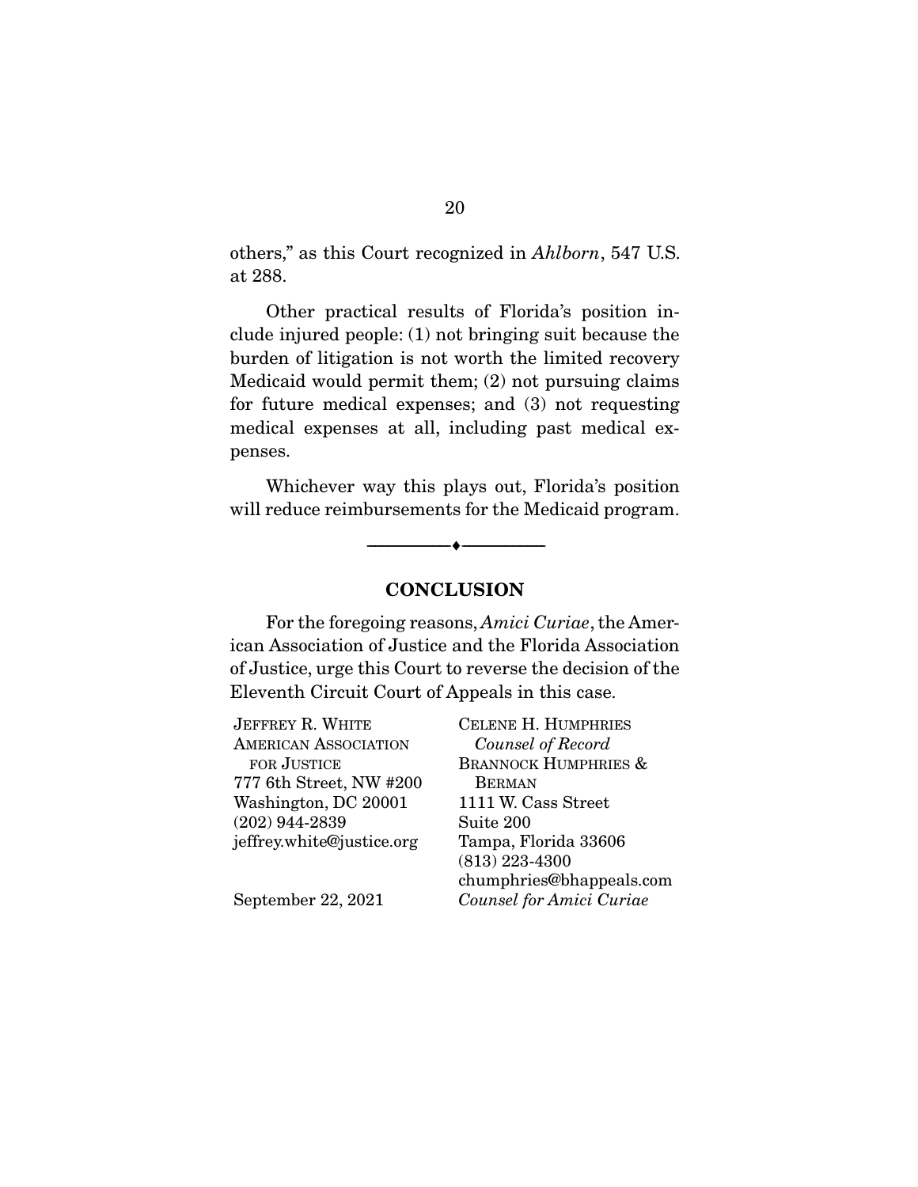others," as this Court recognized in *Ahlborn*, 547 U.S. at 288.

Other practical results of Florida's position include injured people: (1) not bringing suit because the burden of litigation is not worth the limited recovery Medicaid would permit them; (2) not pursuing claims for future medical expenses; and (3) not requesting medical expenses at all, including past medical expenses.

Whichever way this plays out, Florida's position will reduce reimbursements for the Medicaid program.

---

## CONCLUSION

For the foregoing reasons, *Amici Curiae*, the American Association of Justice and the Florida Association of Justice, urge this Court to reverse the decision of the Eleventh Circuit Court of Appeals in this case.

JEFFREY R. WHITE
AMERICAN ASSOCIATION FOR JUSTICE
777 6th Street, NW #200
Washington, DC 20001
(202) 944-2839
jeffrey.white@justice.org

CELENE H. HUMPHRIES
*Counsel of Record*
BRANNOCK HUMPHRIES & BERMAN
1111 W. Cass Street
Suite 200
Tampa, Florida 33606
(813) 223-4300
chumphries@bhappeals.com
*Counsel for Amici Curiae*

September 22, 2021